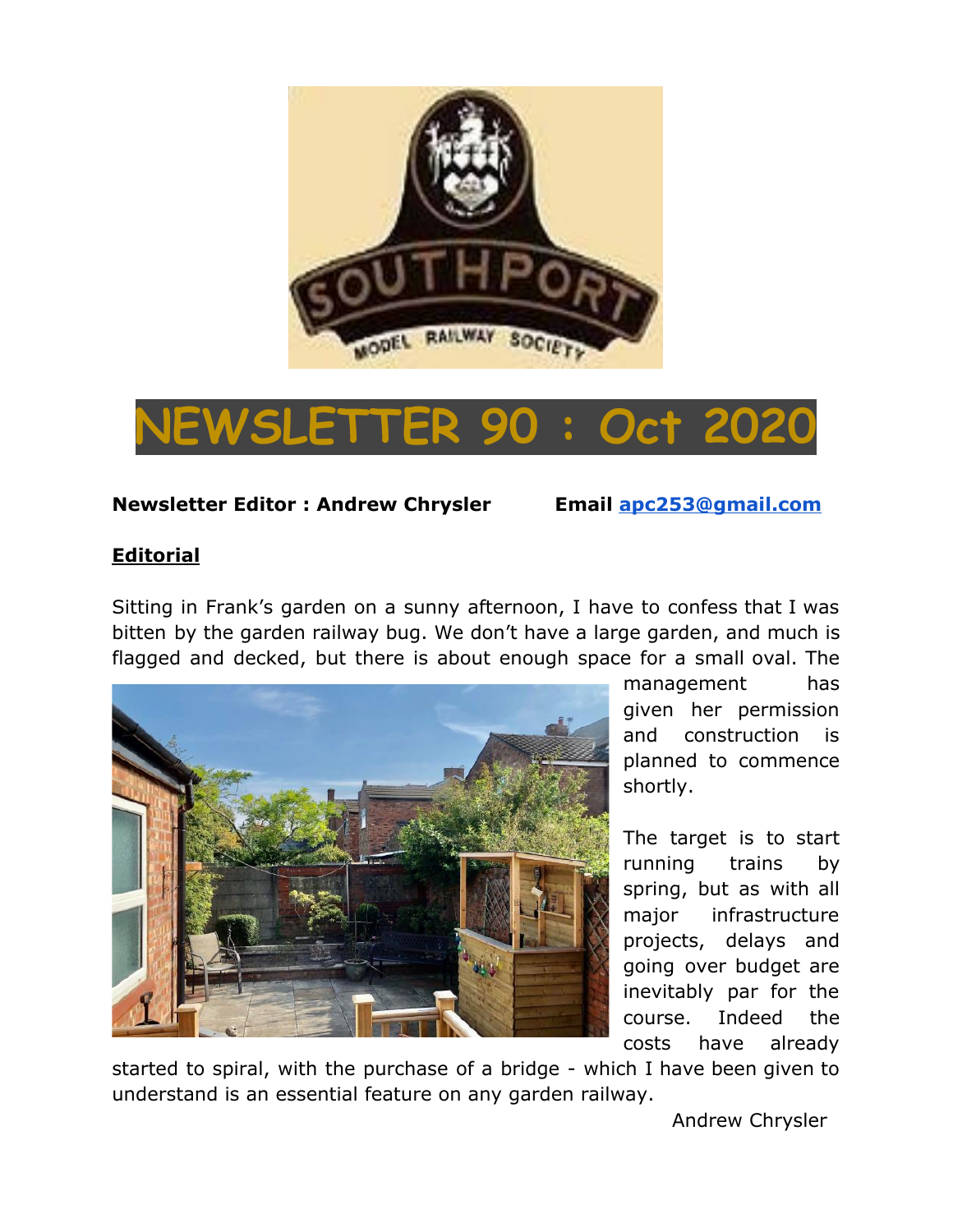# NEWSLETTER 90 : Oct 2020

**Newsletter Editor : Andrew Chrysler** **Email [apc253@gmail.com](mailto:apc253@gmail.com)**

## Editorial

Sitting in Frank's garden on a sunny afternoon, I have to confess that I was bitten by the garden railway bug. We don't have a large garden, and much is flagged and decked, but there is about enough space for a small oval. The management has given her permission and construction is planned to commence shortly.

The target is to start running trains by spring, but as with all major infrastructure projects, delays and going over budget are inevitably par for the course. Indeed the costs have already started to spiral, with the purchase of a bridge - which I have been given to understand is an essential feature on any garden railway.

Andrew Chrysler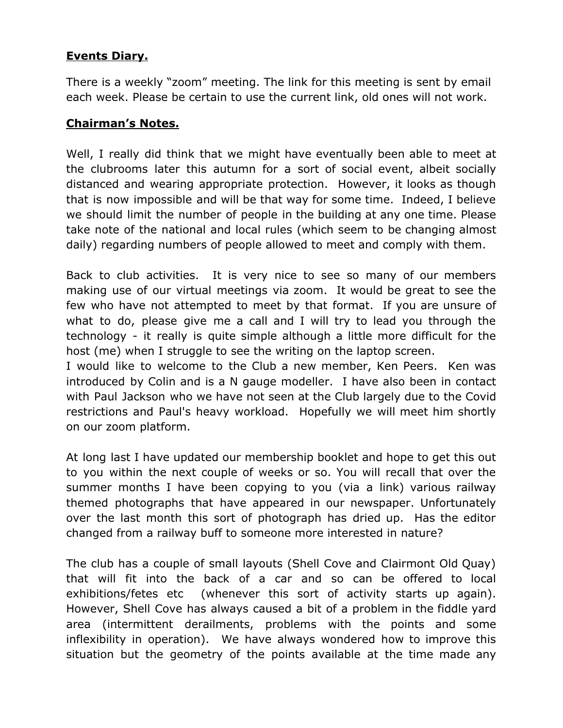**Events Diary.**

There is a weekly “zoom” meeting. The link for this meeting is sent by email each week. Please be certain to use the current link, old ones will not work.

**Chairman’s Notes.**

Well, I really did think that we might have eventually been able to meet at the clubrooms later this autumn for a sort of social event, albeit socially distanced and wearing appropriate protection. However, it looks as though that is now impossible and will be that way for some time. Indeed, I believe we should limit the number of people in the building at any one time. Please take note of the national and local rules (which seem to be changing almost daily) regarding numbers of people allowed to meet and comply with them.

Back to club activities. It is very nice to see so many of our members making use of our virtual meetings via zoom. It would be great to see the few who have not attempted to meet by that format. If you are unsure of what to do, please give me a call and I will try to lead you through the technology - it really is quite simple although a little more difficult for the host (me) when I struggle to see the writing on the laptop screen.

I would like to welcome to the Club a new member, Ken Peers. Ken was introduced by Colin and is a N gauge modeller. I have also been in contact with Paul Jackson who we have not seen at the Club largely due to the Covid restrictions and Paul's heavy workload. Hopefully we will meet him shortly on our zoom platform.

At long last I have updated our membership booklet and hope to get this out to you within the next couple of weeks or so. You will recall that over the summer months I have been copying to you (via a link) various railway themed photographs that have appeared in our newspaper. Unfortunately over the last month this sort of photograph has dried up. Has the editor changed from a railway buff to someone more interested in nature?

The club has a couple of small layouts (Shell Cove and Clairmont Old Quay) that will fit into the back of a car and so can be offered to local exhibitions/fetes etc (whenever this sort of activity starts up again). However, Shell Cove has always caused a bit of a problem in the fiddle yard area (intermittent derailments, problems with the points and some inflexibility in operation). We have always wondered how to improve this situation but the geometry of the points available at the time made any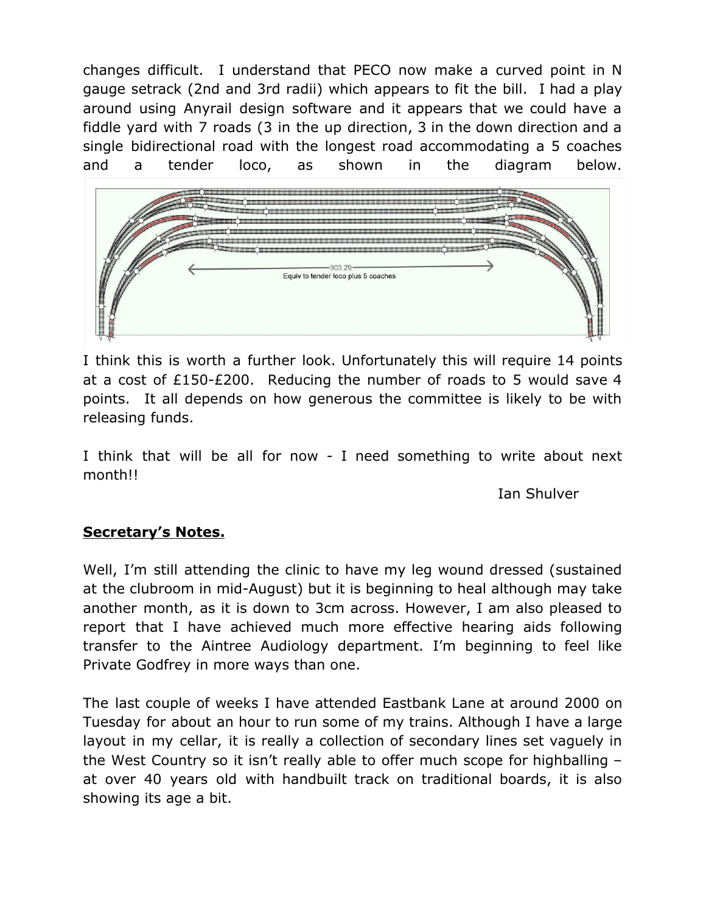changes difficult. I understand that PECO now make a curved point in N gauge setrack (2nd and 3rd radii) which appears to fit the bill. I had a play around using Anyrail design software and it appears that we could have a fiddle yard with 7 roads (3 in the up direction, 3 in the down direction and a single bidirectional road with the longest road accommodating a 5 coaches and a tender loco, as shown in the diagram below.

903.29

Equiv to tender loco plus 5 coaches

I think this is worth a further look. Unfortunately this will require 14 points at a cost of £150-£200. Reducing the number of roads to 5 would save 4 points. It all depends on how generous the committee is likely to be with releasing funds.

I think that will be all for now - I need something to write about next month!!

Ian Shulver

## **Secretary's Notes.**

Well, I'm still attending the clinic to have my leg wound dressed (sustained at the clubroom in mid-August) but it is beginning to heal although may take another month, as it is down to 3cm across. However, I am also pleased to report that I have achieved much more effective hearing aids following transfer to the Aintree Audiology department. I'm beginning to feel like Private Godfrey in more ways than one.

The last couple of weeks I have attended Eastbank Lane at around 2000 on Tuesday for about an hour to run some of my trains. Although I have a large layout in my cellar, it is really a collection of secondary lines set vaguely in the West Country so it isn't really able to offer much scope for highballing – at over 40 years old with handbuilt track on traditional boards, it is also showing its age a bit.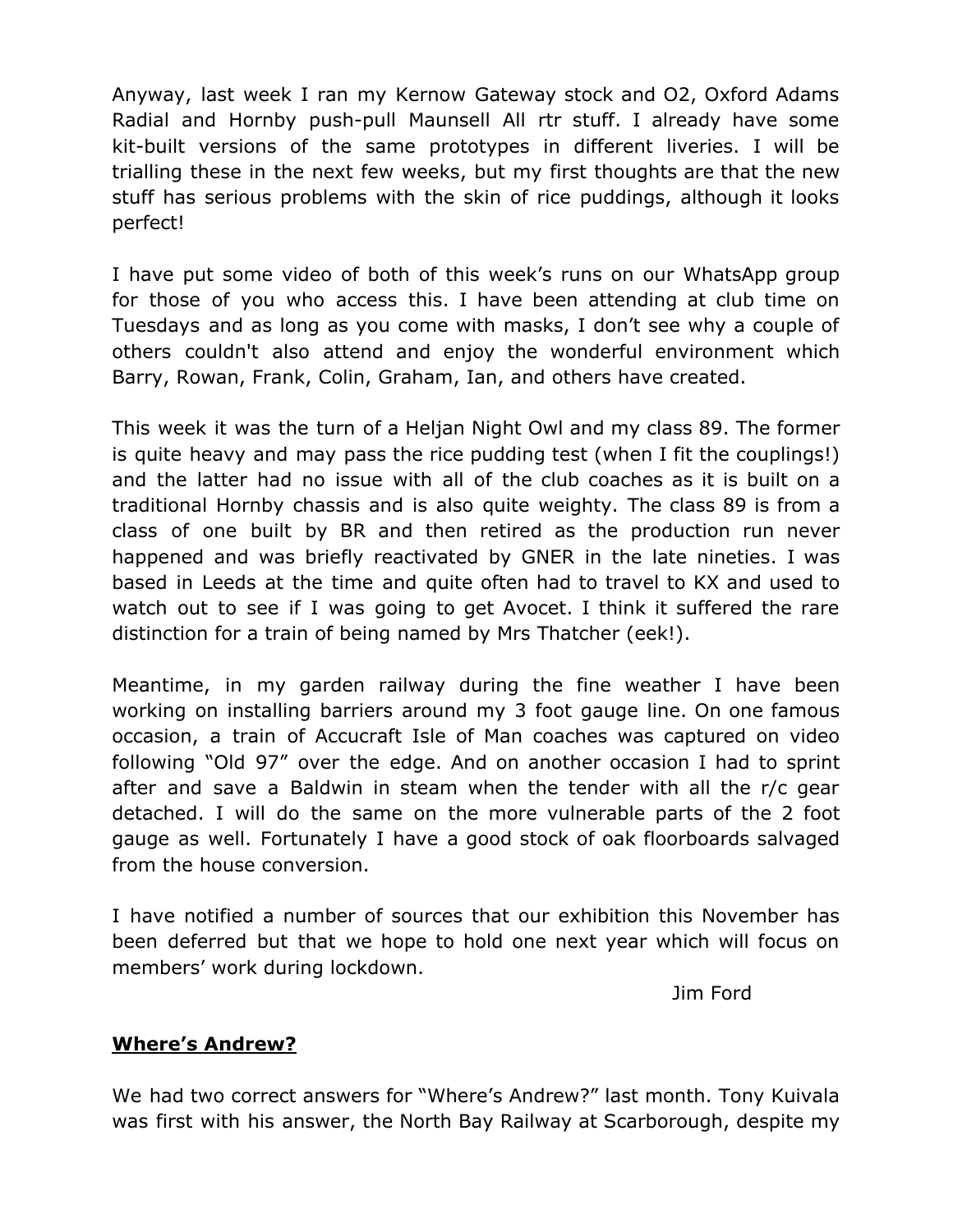Anyway, last week I ran my Kernow Gateway stock and O2, Oxford Adams Radial and Hornby push-pull Maunsell All rtr stuff. I already have some kit-built versions of the same prototypes in different liveries. I will be trialling these in the next few weeks, but my first thoughts are that the new stuff has serious problems with the skin of rice puddings, although it looks perfect!

I have put some video of both of this week's runs on our WhatsApp group for those of you who access this. I have been attending at club time on Tuesdays and as long as you come with masks, I don't see why a couple of others couldn't also attend and enjoy the wonderful environment which Barry, Rowan, Frank, Colin, Graham, Ian, and others have created.

This week it was the turn of a Heljan Night Owl and my class 89. The former is quite heavy and may pass the rice pudding test (when I fit the couplings!) and the latter had no issue with all of the club coaches as it is built on a traditional Hornby chassis and is also quite weighty. The class 89 is from a class of one built by BR and then retired as the production run never happened and was briefly reactivated by GNER in the late nineties. I was based in Leeds at the time and quite often had to travel to KX and used to watch out to see if I was going to get Avocet. I think it suffered the rare distinction for a train of being named by Mrs Thatcher (eek!).

Meantime, in my garden railway during the fine weather I have been working on installing barriers around my 3 foot gauge line. On one famous occasion, a train of Accucraft Isle of Man coaches was captured on video following "Old 97" over the edge. And on another occasion I had to sprint after and save a Baldwin in steam when the tender with all the r/c gear detached. I will do the same on the more vulnerable parts of the 2 foot gauge as well. Fortunately I have a good stock of oak floorboards salvaged from the house conversion.

I have notified a number of sources that our exhibition this November has been deferred but that we hope to hold one next year which will focus on members' work during lockdown.

Jim Ford

## Where's Andrew?

We had two correct answers for "Where's Andrew?" last month. Tony Kuivala was first with his answer, the North Bay Railway at Scarborough, despite my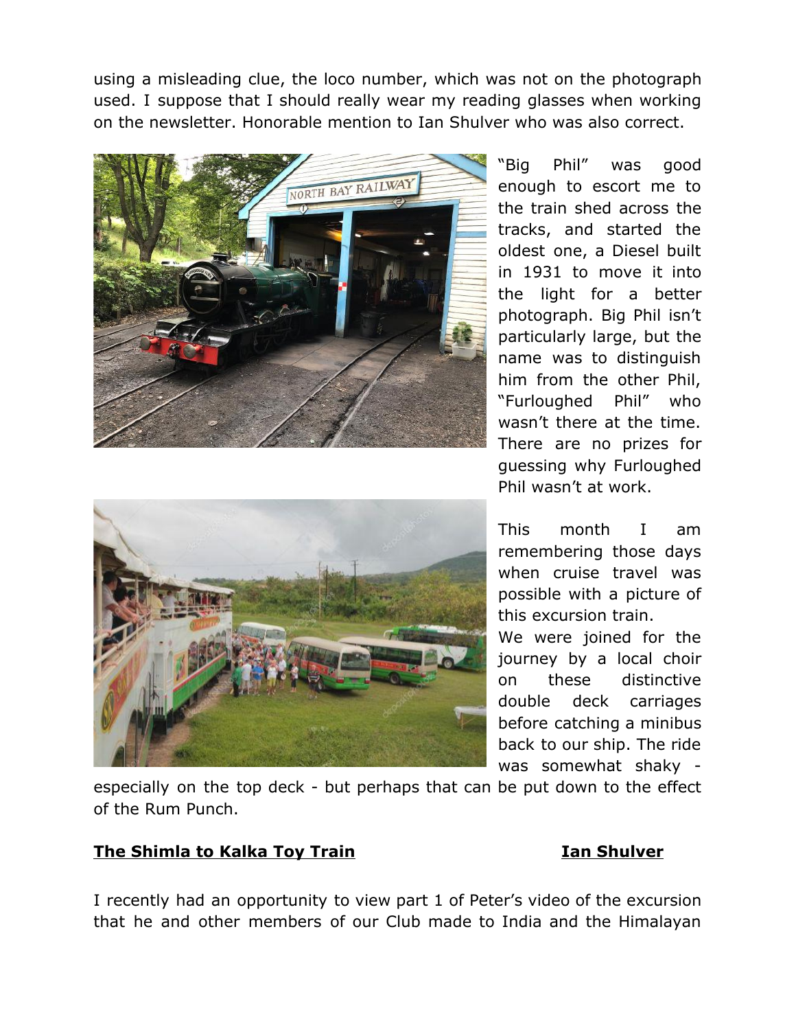using a misleading clue, the loco number, which was not on the photograph used. I suppose that I should really wear my reading glasses when working on the newsletter. Honorable mention to Ian Shulver who was also correct.

"Big Phil" was good enough to escort me to the train shed across the tracks, and started the oldest one, a Diesel built in 1931 to move it into the light for a better photograph. Big Phil isn't particularly large, but the name was to distinguish him from the other Phil, "Furloughed Phil" who wasn't there at the time. There are no prizes for guessing why Furloughed Phil wasn't at work.

This month I am remembering those days when cruise travel was possible with a picture of this excursion train.

We were joined for the journey by a local choir on these distinctive double deck carriages before catching a minibus back to our ship. The ride was somewhat shaky - especially on the top deck - but perhaps that can be put down to the effect of the Rum Punch.

**<u>The Shimla to Kalka Toy Train</u>** **<u>Ian Shulver</u>**

I recently had an opportunity to view part 1 of Peter's video of the excursion that he and other members of our Club made to India and the Himalayan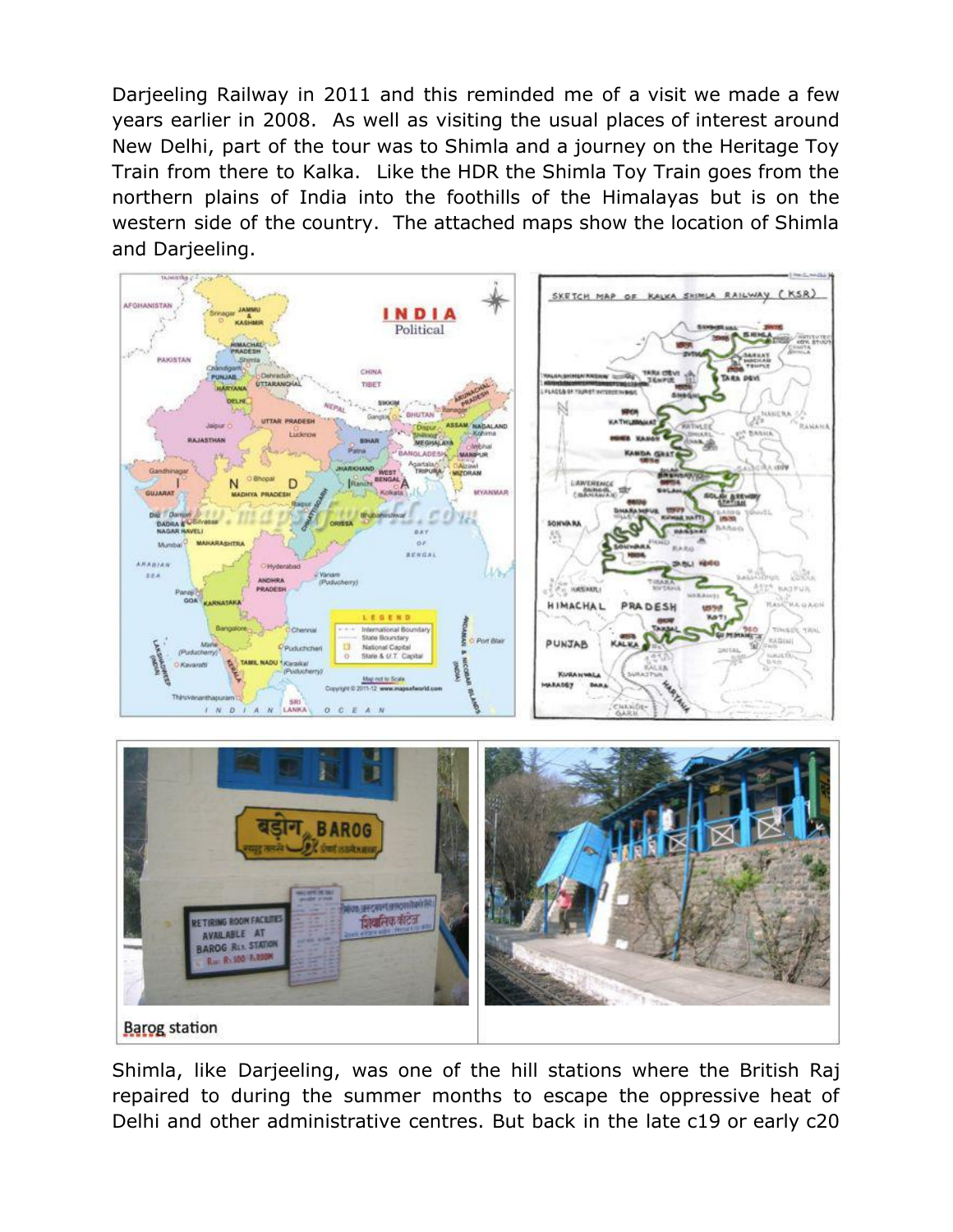Darjeeling Railway in 2011 and this reminded me of a visit we made a few years earlier in 2008. As well as visiting the usual places of interest around New Delhi, part of the tour was to Shimla and a journey on the Heritage Toy Train from there to Kalka. Like the HDR the Shimla Toy Train goes from the northern plains of India into the foothills of the Himalayas but is on the western side of the country. The attached maps show the location of Shimla and Darjeeling.

Barog station

Shimla, like Darjeeling, was one of the hill stations where the British Raj repaired to during the summer months to escape the oppressive heat of Delhi and other administrative centres. But back in the late c19 or early c20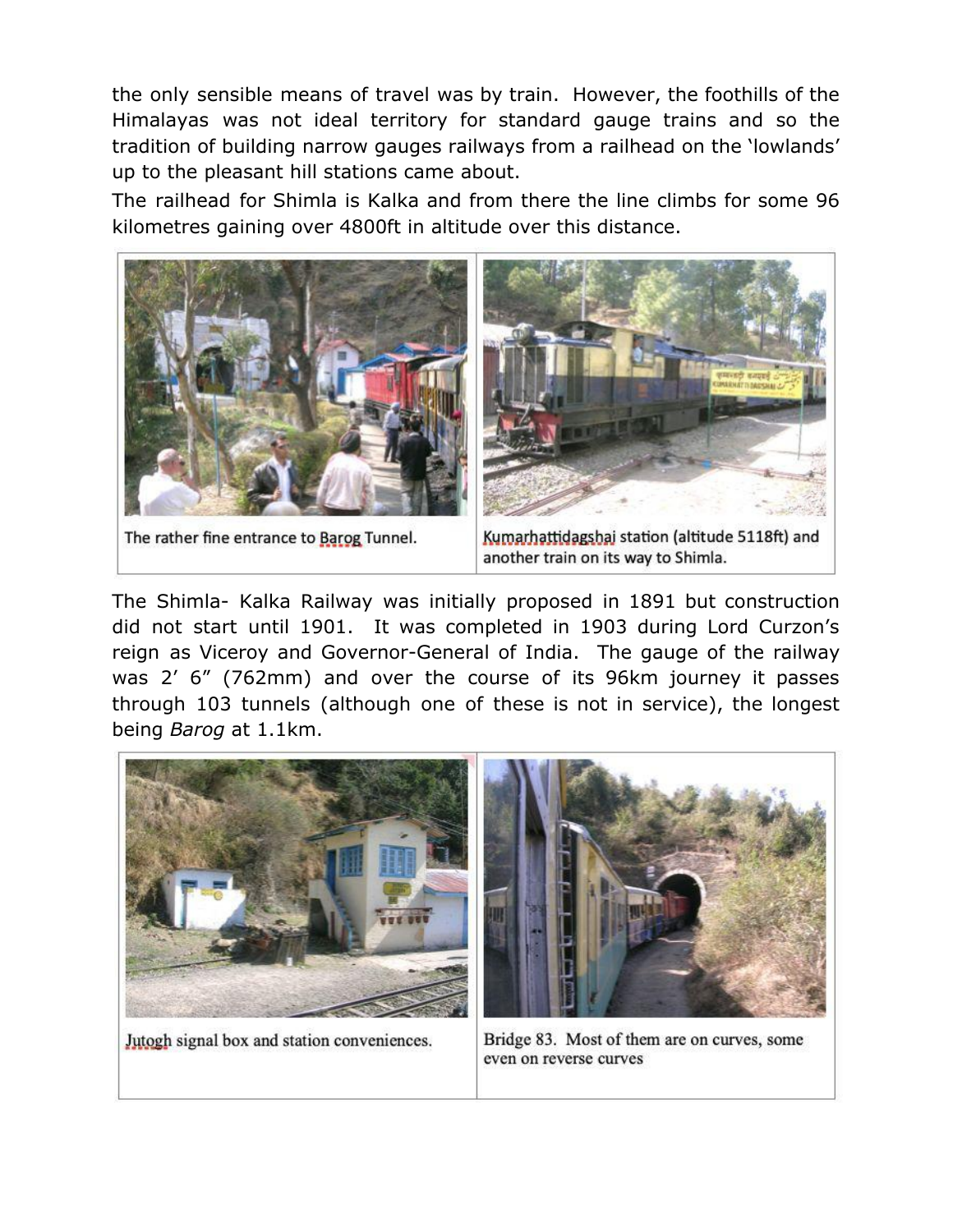the only sensible means of travel was by train. However, the foothills of the Himalayas was not ideal territory for standard gauge trains and so the tradition of building narrow gauges railways from a railhead on the 'lowlands' up to the pleasant hill stations came about.

The railhead for Shimla is Kalka and from there the line climbs for some 96 kilometres gaining over 4800ft in altitude over this distance.

The rather fine entrance to Barog Tunnel.

Kumarhattidagshai station (altitude 5118ft) and another train on its way to Shimla.

The Shimla- Kalka Railway was initially proposed in 1891 but construction did not start until 1901. It was completed in 1903 during Lord Curzon's reign as Viceroy and Governor-General of India. The gauge of the railway was 2' 6" (762mm) and over the course of its 96km journey it passes through 103 tunnels (although one of these is not in service), the longest being *Barog* at 1.1km.

Jutogh signal box and station conveniences.

Bridge 83. Most of them are on curves, some even on reverse curves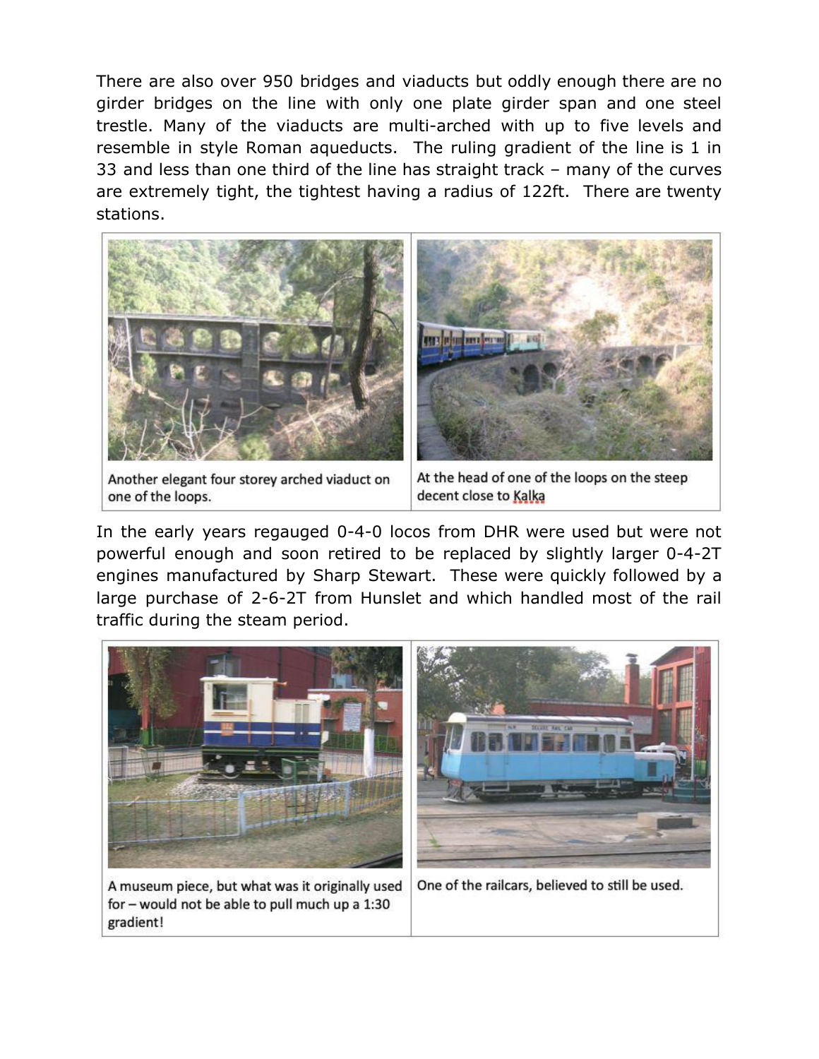There are also over 950 bridges and viaducts but oddly enough there are no girder bridges on the line with only one plate girder span and one steel trestle. Many of the viaducts are multi-arched with up to five levels and resemble in style Roman aqueducts. The ruling gradient of the line is 1 in 33 and less than one third of the line has straight track – many of the curves are extremely tight, the tightest having a radius of 122ft. There are twenty stations.

Another elegant four storey arched viaduct on one of the loops.

At the head of one of the loops on the steep decent close to Kalka

In the early years regauged 0-4-0 locos from DHR were used but were not powerful enough and soon retired to be replaced by slightly larger 0-4-2T engines manufactured by Sharp Stewart. These were quickly followed by a large purchase of 2-6-2T from Hunslet and which handled most of the rail traffic during the steam period.

A museum piece, but what was it originally used for – would not be able to pull much up a 1:30 gradient!

One of the railcars, believed to still be used.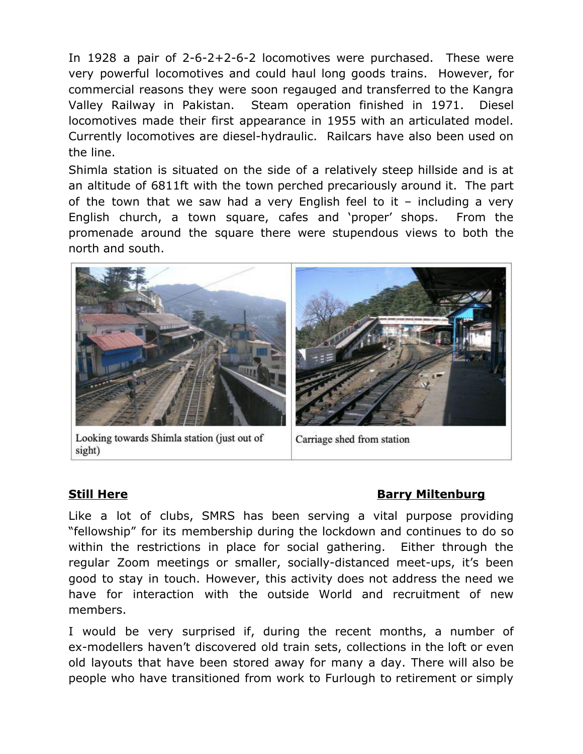In 1928 a pair of 2-6-2+2-6-2 locomotives were purchased. These were very powerful locomotives and could haul long goods trains. However, for commercial reasons they were soon regauged and transferred to the Kangra Valley Railway in Pakistan. Steam operation finished in 1971. Diesel locomotives made their first appearance in 1955 with an articulated model. Currently locomotives are diesel-hydraulic. Railcars have also been used on the line.

Shimla station is situated on the side of a relatively steep hillside and is at an altitude of 6811ft with the town perched precariously around it. The part of the town that we saw had a very English feel to it – including a very English church, a town square, cafes and 'proper' shops. From the promenade around the square there were stupendous views to both the north and south.

Looking towards Shimla station (just out of sight)

Carriage shed from station

## Still Here — Barry Miltenburg

Like a lot of clubs, SMRS has been serving a vital purpose providing "fellowship" for its membership during the lockdown and continues to do so within the restrictions in place for social gathering. Either through the regular Zoom meetings or smaller, socially-distanced meet-ups, it's been good to stay in touch. However, this activity does not address the need we have for interaction with the outside World and recruitment of new members.

I would be very surprised if, during the recent months, a number of ex-modellers haven't discovered old train sets, collections in the loft or even old layouts that have been stored away for many a day. There will also be people who have transitioned from work to Furlough to retirement or simply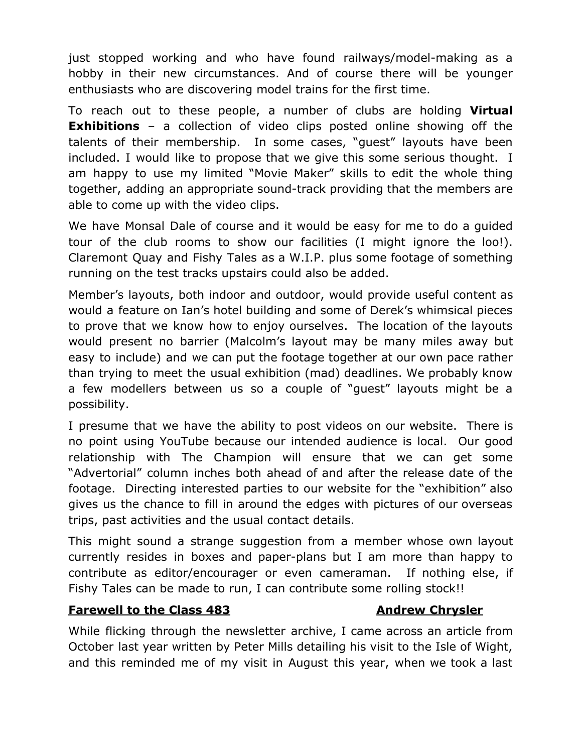just stopped working and who have found railways/model-making as a hobby in their new circumstances. And of course there will be younger enthusiasts who are discovering model trains for the first time.

To reach out to these people, a number of clubs are holding **Virtual Exhibitions** – a collection of video clips posted online showing off the talents of their membership. In some cases, "guest" layouts have been included. I would like to propose that we give this some serious thought. I am happy to use my limited "Movie Maker" skills to edit the whole thing together, adding an appropriate sound-track providing that the members are able to come up with the video clips.

We have Monsal Dale of course and it would be easy for me to do a guided tour of the club rooms to show our facilities (I might ignore the loo!). Claremont Quay and Fishy Tales as a W.I.P. plus some footage of something running on the test tracks upstairs could also be added.

Member's layouts, both indoor and outdoor, would provide useful content as would a feature on Ian's hotel building and some of Derek's whimsical pieces to prove that we know how to enjoy ourselves. The location of the layouts would present no barrier (Malcolm's layout may be many miles away but easy to include) and we can put the footage together at our own pace rather than trying to meet the usual exhibition (mad) deadlines. We probably know a few modellers between us so a couple of "guest" layouts might be a possibility.

I presume that we have the ability to post videos on our website. There is no point using YouTube because our intended audience is local. Our good relationship with The Champion will ensure that we can get some "Advertorial" column inches both ahead of and after the release date of the footage. Directing interested parties to our website for the "exhibition" also gives us the chance to fill in around the edges with pictures of our overseas trips, past activities and the usual contact details.

This might sound a strange suggestion from a member whose own layout currently resides in boxes and paper-plans but I am more than happy to contribute as editor/encourager or even cameraman. If nothing else, if Fishy Tales can be made to run, I can contribute some rolling stock!!

## Farewell to the Class 483 — Andrew Chrysler

While flicking through the newsletter archive, I came across an article from October last year written by Peter Mills detailing his visit to the Isle of Wight, and this reminded me of my visit in August this year, when we took a last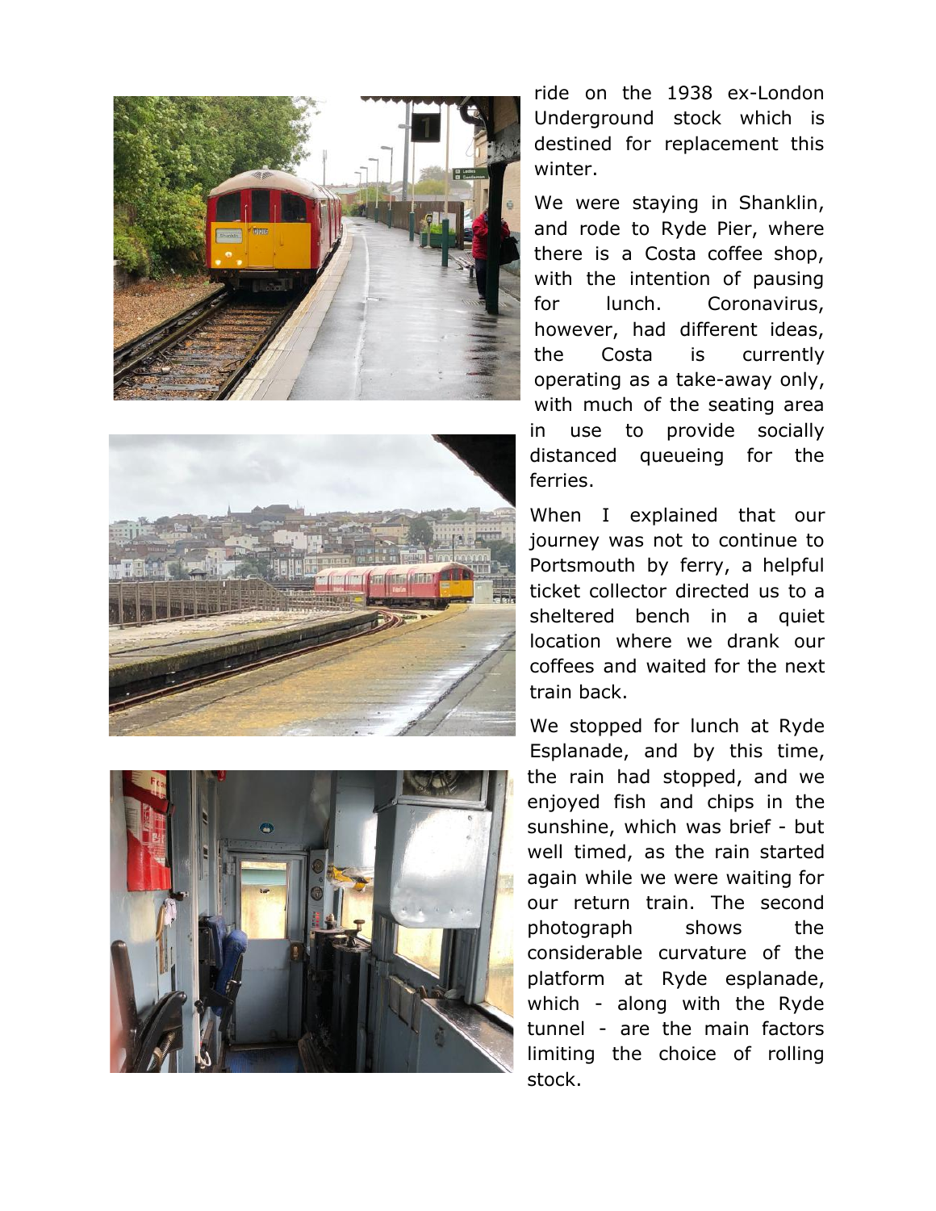ride on the 1938 ex-London Underground stock which is destined for replacement this winter.

We were staying in Shanklin, and rode to Ryde Pier, where there is a Costa coffee shop, with the intention of pausing for lunch. Coronavirus, however, had different ideas, the Costa is currently operating as a take-away only, with much of the seating area in use to provide socially distanced queueing for the ferries.

When I explained that our journey was not to continue to Portsmouth by ferry, a helpful ticket collector directed us to a sheltered bench in a quiet location where we drank our coffees and waited for the next train back.

We stopped for lunch at Ryde Esplanade, and by this time, the rain had stopped, and we enjoyed fish and chips in the sunshine, which was brief - but well timed, as the rain started again while we were waiting for our return train. The second photograph shows the considerable curvature of the platform at Ryde esplanade, which - along with the Ryde tunnel - are the main factors limiting the choice of rolling stock.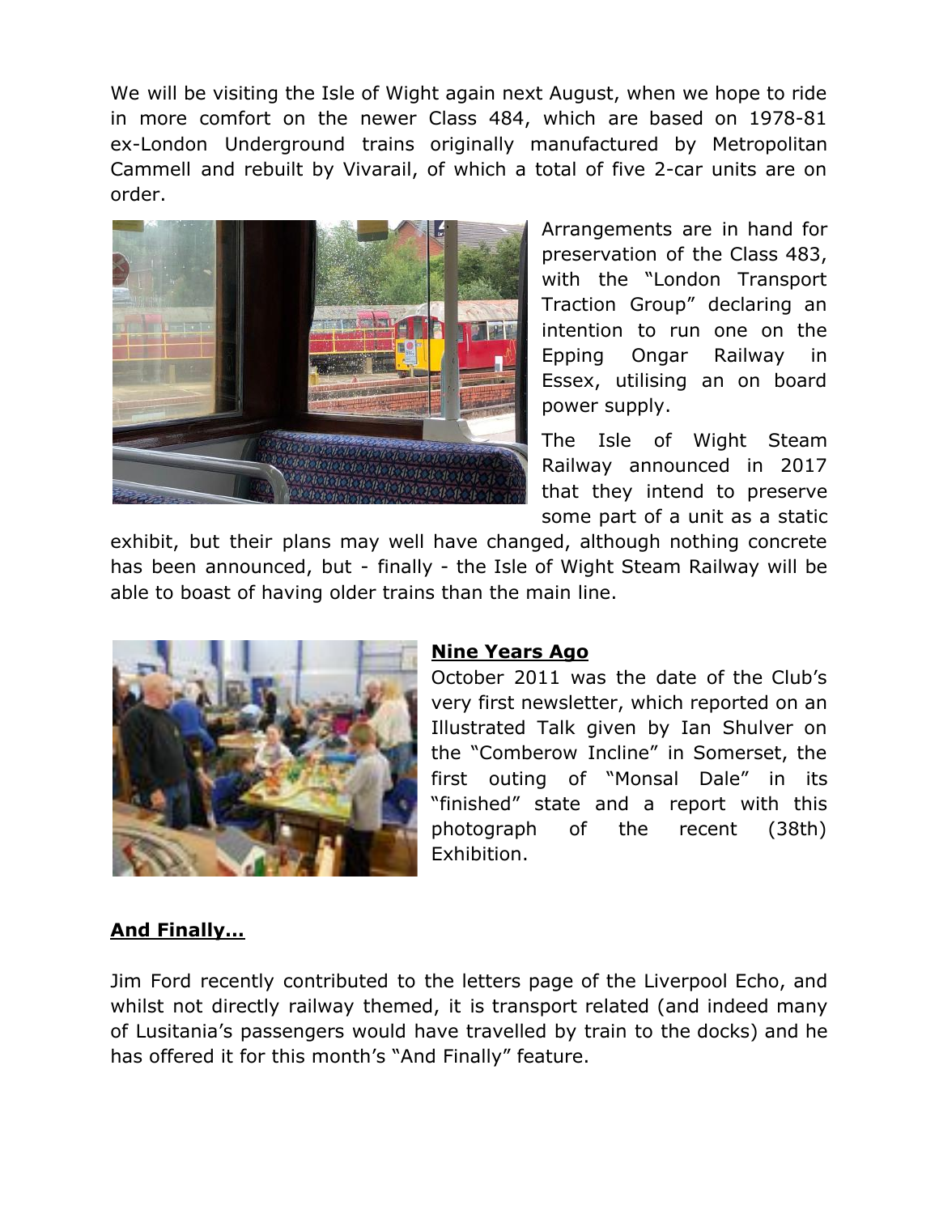We will be visiting the Isle of Wight again next August, when we hope to ride in more comfort on the newer Class 484, which are based on 1978-81 ex-London Underground trains originally manufactured by Metropolitan Cammell and rebuilt by Vivarail, of which a total of five 2-car units are on order.

Arrangements are in hand for preservation of the Class 483, with the "London Transport Traction Group" declaring an intention to run one on the Epping Ongar Railway in Essex, utilising an on board power supply.

The Isle of Wight Steam Railway announced in 2017 that they intend to preserve some part of a unit as a static exhibit, but their plans may well have changed, although nothing concrete has been announced, but - finally - the Isle of Wight Steam Railway will be able to boast of having older trains than the main line.

## Nine Years Ago

October 2011 was the date of the Club's very first newsletter, which reported on an Illustrated Talk given by Ian Shulver on the "Comberow Incline" in Somerset, the first outing of "Monsal Dale" in its "finished" state and a report with this photograph of the recent (38th) Exhibition.

## And Finally…

Jim Ford recently contributed to the letters page of the Liverpool Echo, and whilst not directly railway themed, it is transport related (and indeed many of Lusitania's passengers would have travelled by train to the docks) and he has offered it for this month's "And Finally" feature.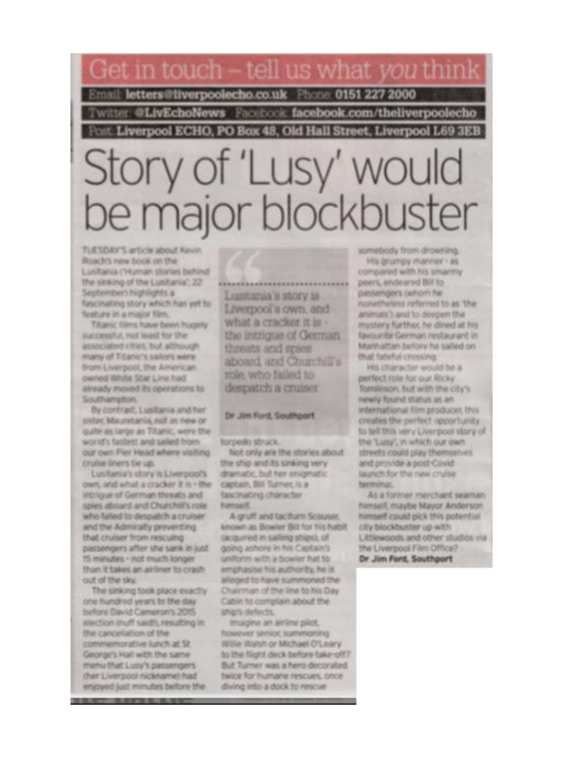## Get in touch – tell us what *you* think

Email: **letters@liverpoolecho.co.uk** Phone: **0151 227 2000**

Twitter: **@LivEchoNews** Facebook: **facebook.com/theliverpoolecho**

Post: **Liverpool ECHO, PO Box 48, Old Hall Street, Liverpool L69 3EB**

# Story of 'Lusy' would be major blockbuster

TUESDAY'S article about Kevin Roach's new book on the Lusitania ("Human stories behind the sinking of the Lusitania", 22 September) highlights a fascinating story which has yet to feature in a major film.

Titanic films have been hugely successful, not least for the associated cities, but although many of Titanic's sailors were from Liverpool, the American owned White Star Line had already moved its operations to Southampton.

By contrast, Lusitania and her sister, Mauretania, not as new or quite as large as Titanic, were the world's fastest and sailed from our own Pier Head where visiting cruise liners tie up.

Lusitania's story is Liverpool's own, and what a cracker it is – the intrigue of German threats and spies aboard and Churchill's role who failed to despatch a cruiser and the Admiralty preventing that cruiser from rescuing passengers after she sank in just 15 minutes – not much longer than it takes an airliner to crash out of the sky.

The sinking took place exactly one hundred years to the day before David Cameron's 2015 election (nuff said!), resulting in the cancellation of the commemorative lunch at St George's Hall with the same menu that Lusy's passengers (her Liverpool nickname) had enjoyed just minutes before the torpedo struck.

> Lusitania's story is Liverpool's own, and what a cracker it is – the intrigue of German threats and spies aboard, and Churchill's role, who failed to despatch a cruiser
>
> Dr Jim Ford, Southport

Not only are the stories about the ship and its sinking very dramatic, but her enigmatic captain, Bill Turner, is a fascinating character himself.

A gruff and taciturn Scouser, known as Bowler Bill for his habit (acquired in sailing ships), of going ashore in his Captain's uniform with a bowler hat to emphasise his authority, he is alleged to have summoned the Chairman of the line to his Day Cabin to complain about the ship's defects.

Imagine an airline pilot, however senior, summoning Willie Walsh or Michael O'Leary to the flight deck before take-off? But Turner was a hero decorated twice for humane rescues, once diving into a dock to rescue somebody from drowning.

His grumpy manner – as compared with his smarmy peers, endeared Bill to passengers (whom he nonetheless referred to as 'the animals') and to deepen the mystery further, he dined at his favourite German restaurant in Manhattan before he sailed on that fateful crossing.

His character would be a perfect role for our Ricky Tomlinson, but with the city's newly found status as an international film producer, this creates the perfect opportunity to tell this very Liverpool story of the 'Lusy', in which our own streets could play themselves and provide a post-Covid launch for the new cruise terminal.

As a former merchant seaman himself, maybe Mayor Anderson himself could pick this potential city blockbuster up with Littlewoods and other studios via the Liverpool Film Office?

**Dr Jim Ford, Southport**